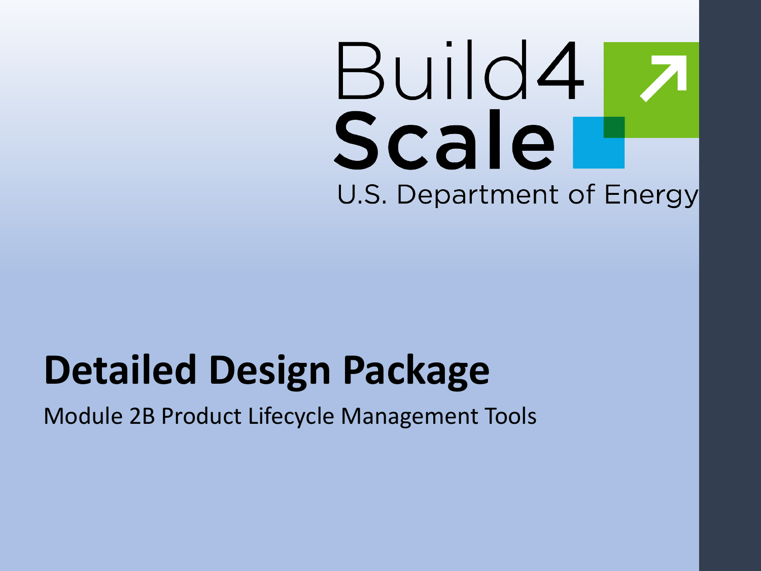Build4 Scale

U.S. Department of Energy

# Detailed Design Package

Module 2B Product Lifecycle Management Tools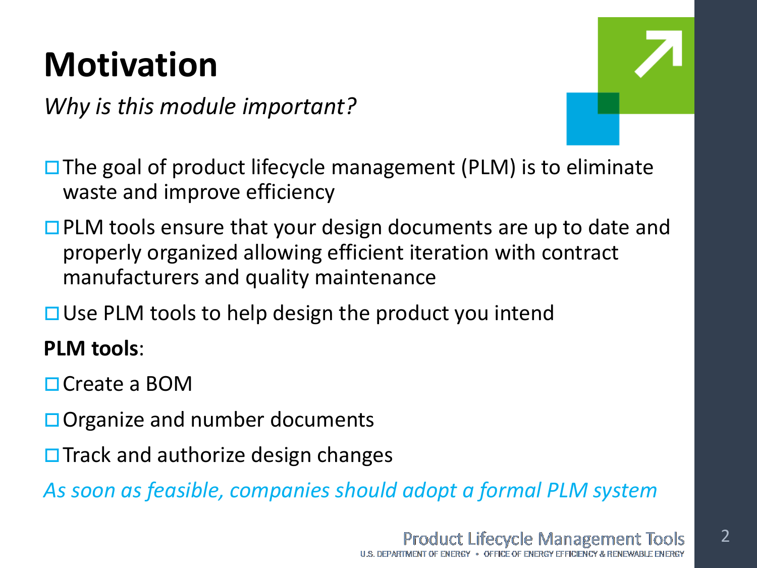# Motivation

*Why is this module important?*

- The goal of product lifecycle management (PLM) is to eliminate waste and improve efficiency
- PLM tools ensure that your design documents are up to date and properly organized allowing efficient iteration with contract manufacturers and quality maintenance
- Use PLM tools to help design the product you intend

**PLM tools**:

- Create a BOM
- Organize and number documents
- Track and authorize design changes

*As soon as feasible, companies should adopt a formal PLM system*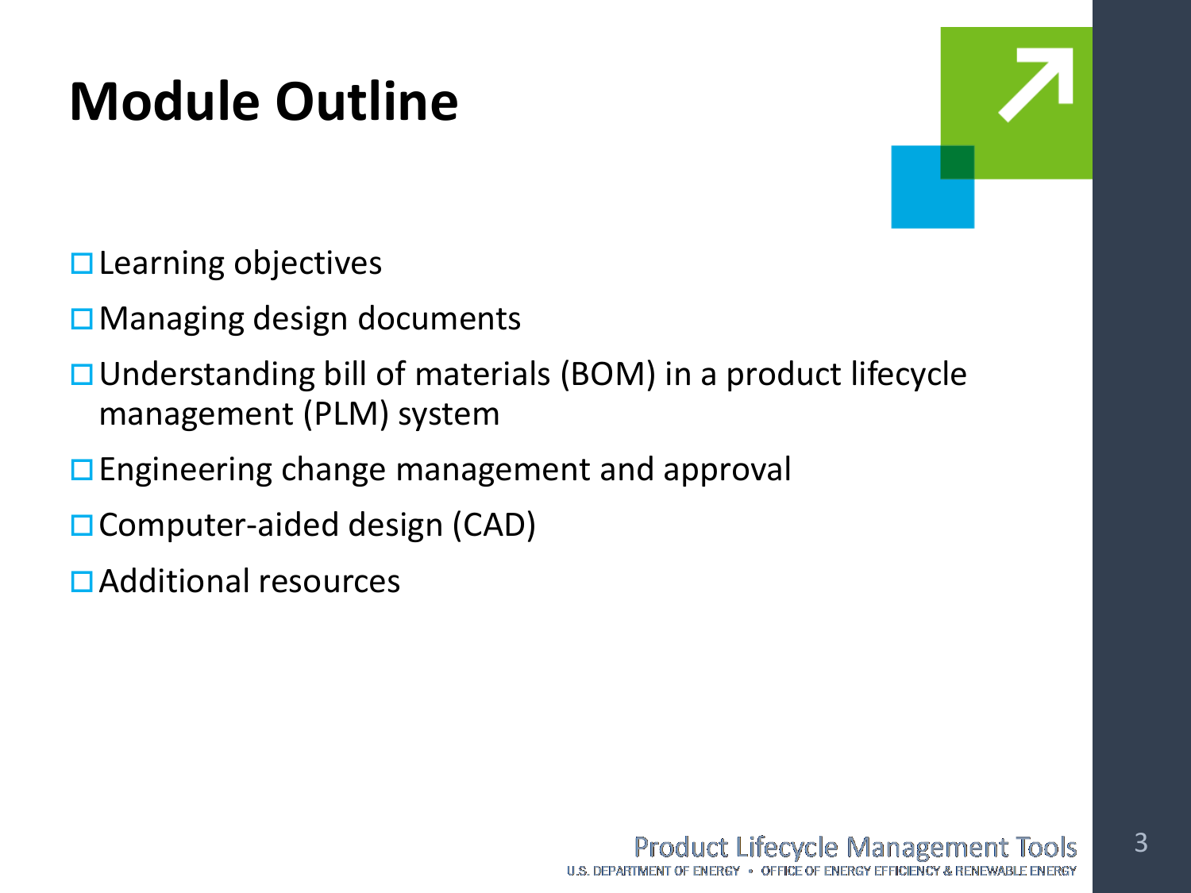# Module Outline

- Learning objectives
- Managing design documents
- Understanding bill of materials (BOM) in a product lifecycle management (PLM) system
- Engineering change management and approval
- Computer-aided design (CAD)
- Additional resources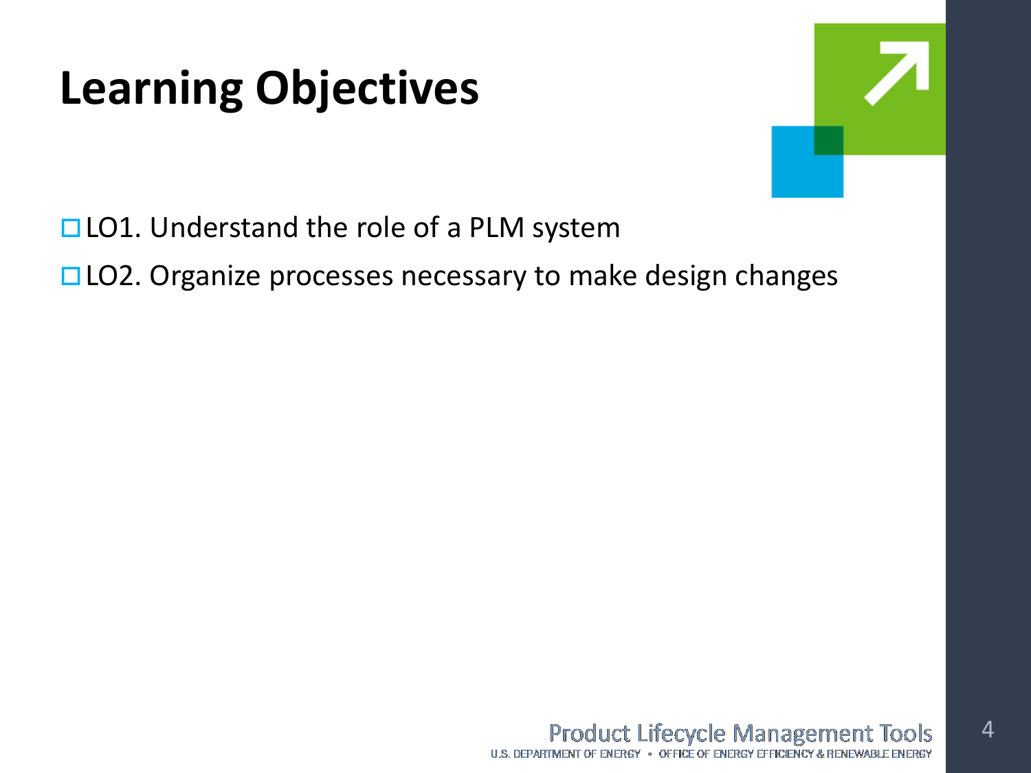# Learning Objectives

- LO1. Understand the role of a PLM system
- LO2. Organize processes necessary to make design changes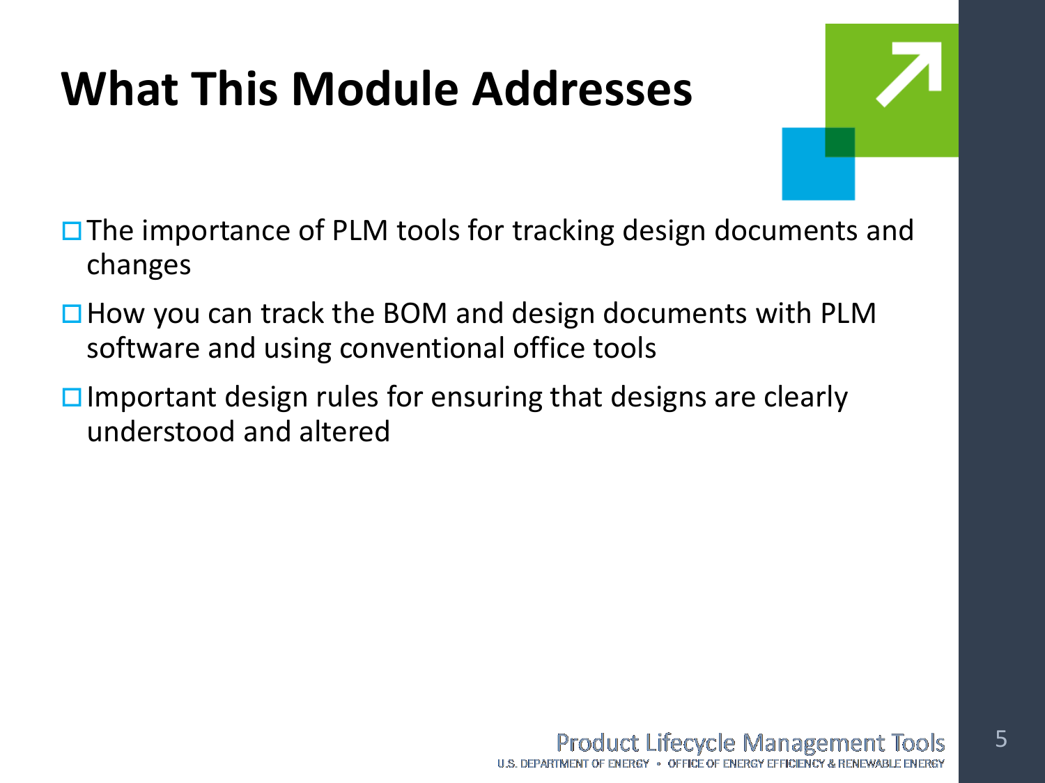# What This Module Addresses

- The importance of PLM tools for tracking design documents and changes
- How you can track the BOM and design documents with PLM software and using conventional office tools
- Important design rules for ensuring that designs are clearly understood and altered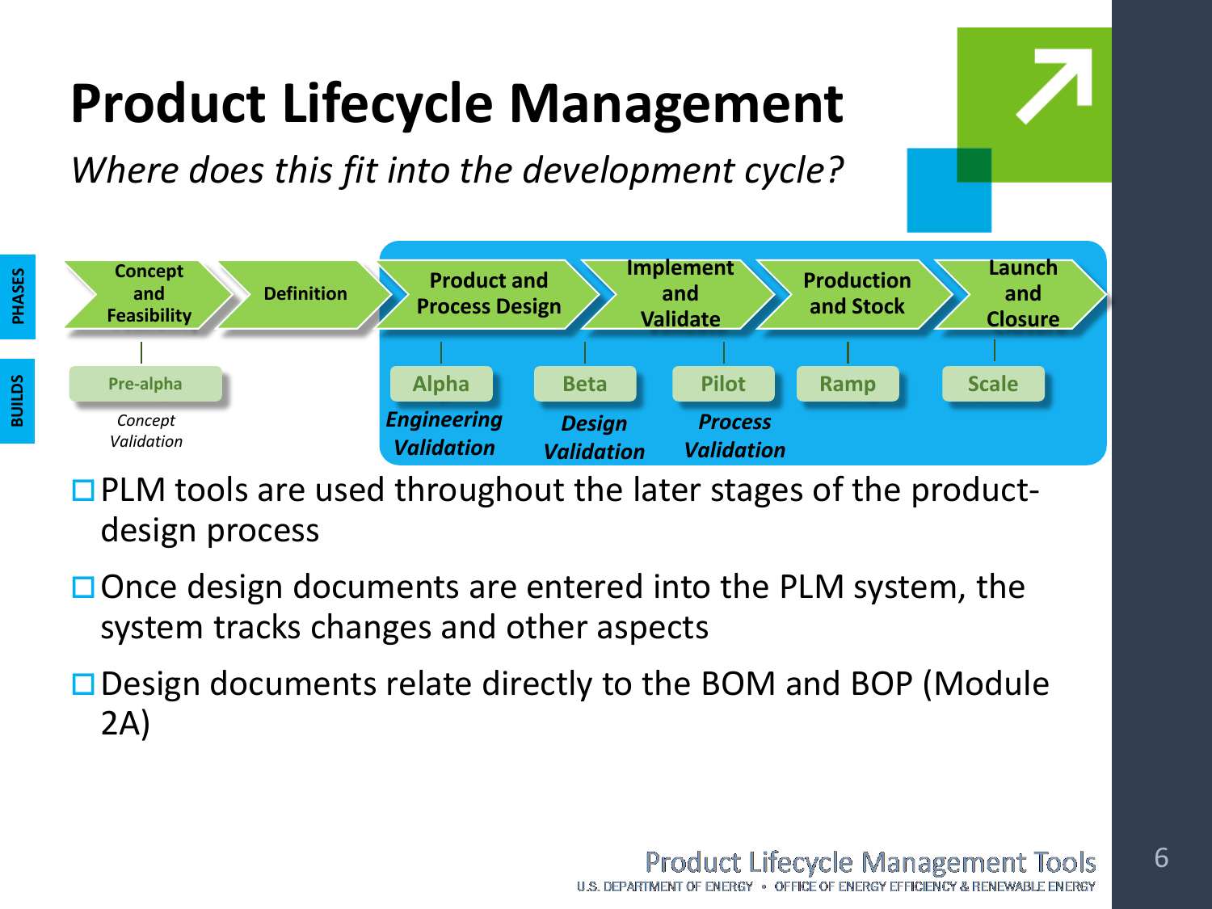# Product Lifecycle Management

*Where does this fit into the development cycle?*

| PHASES | Concept and Feasibility | Definition | Product and Process Design | Implement and Validate | Production and Stock | Launch and Closure |
|---|---|---|---|---|---|---|
| BUILDS | Pre-alpha | | Alpha | Beta | Pilot | Ramp | Scale |
| | *Concept Validation* | | ***Engineering Validation*** | ***Design Validation*** | ***Process Validation*** | | |

- PLM tools are used throughout the later stages of the product-design process
- Once design documents are entered into the PLM system, the system tracks changes and other aspects
- Design documents relate directly to the BOM and BOP (Module 2A)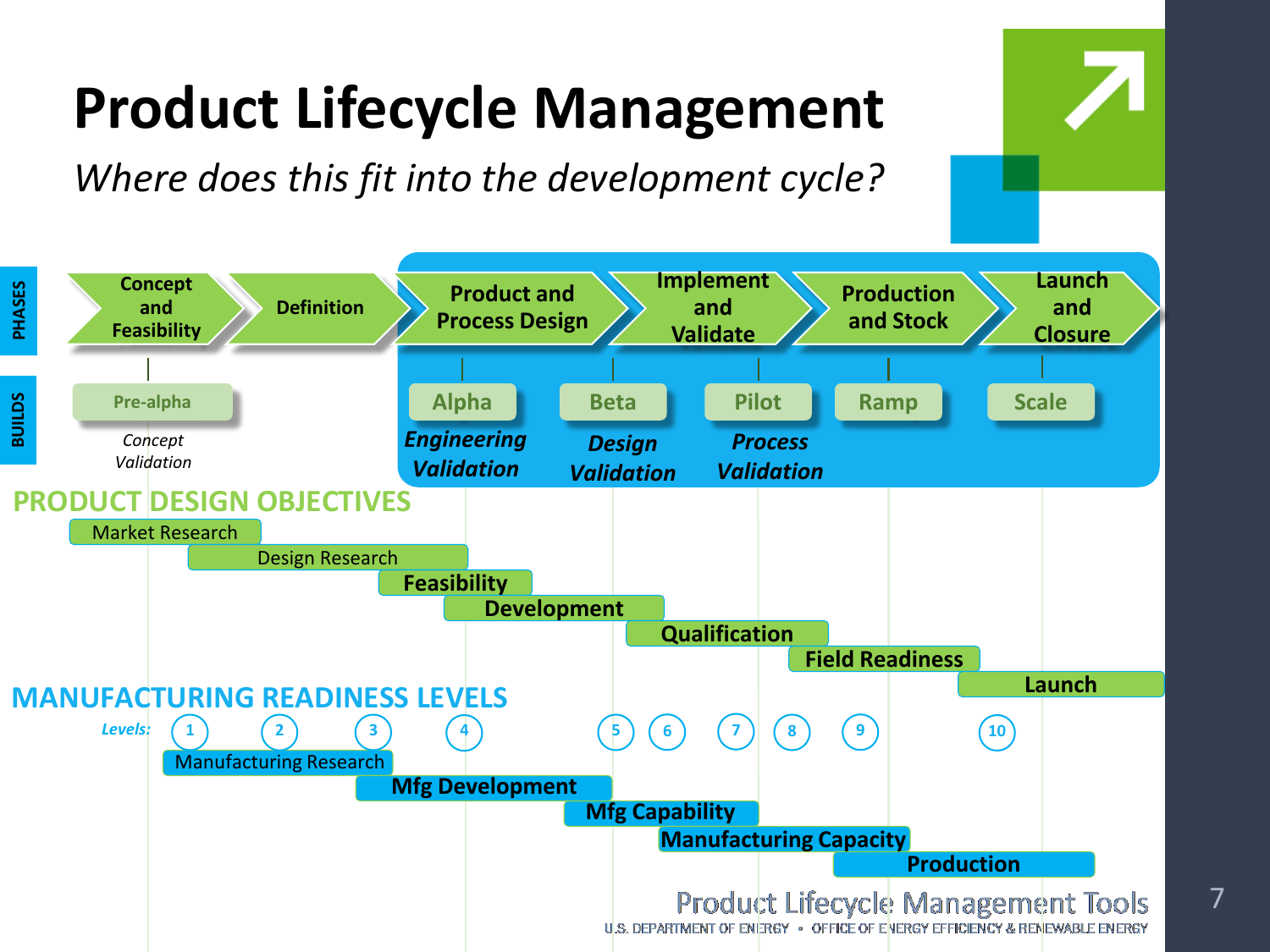# Product Lifecycle Management

*Where does this fit into the development cycle?*

**PHASES**

- Concept and Feasibility
- Definition
- Product and Process Design
- Implement and Validate
- Production and Stock
- Launch and Closure

**BUILDS**

- Pre-alpha — *Concept Validation*
- Alpha — ***Engineering Validation***
- Beta — ***Design Validation***
- Pilot — ***Process Validation***
- Ramp
- Scale

## PRODUCT DESIGN OBJECTIVES

- Market Research
- Design Research
- **Feasibility**
- **Development**
- **Qualification**
- **Field Readiness**
- **Launch**

## MANUFACTURING READINESS LEVELS

*Levels:* 1, 2, 3, 4, 5, 6, 7, 8, 9, 10

- Manufacturing Research
- **Mfg Development**
- **Mfg Capability**
- **Manufacturing Capacity**
- **Production**

Product Lifecycle Management Tools
U.S. DEPARTMENT OF ENERGY • OFFICE OF ENERGY EFFICIENCY & RENEWABLE ENERGY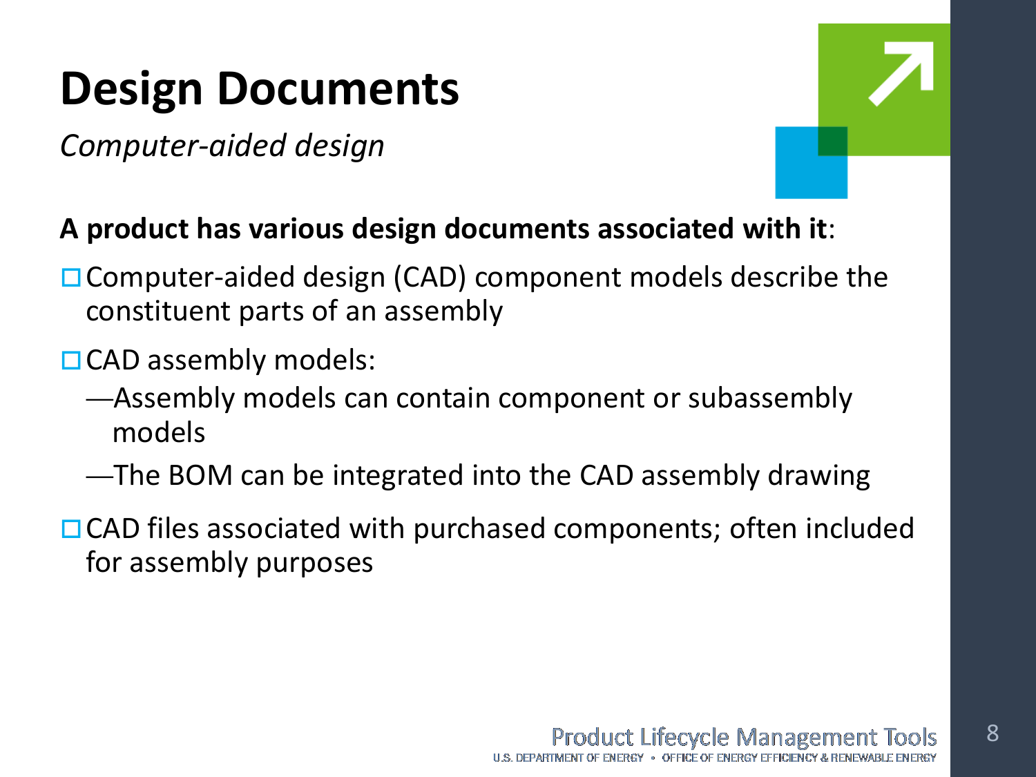# Design Documents

*Computer-aided design*

**A product has various design documents associated with it**:

- Computer-aided design (CAD) component models describe the constituent parts of an assembly
- CAD assembly models:
  - Assembly models can contain component or subassembly models
  - The BOM can be integrated into the CAD assembly drawing
- CAD files associated with purchased components; often included for assembly purposes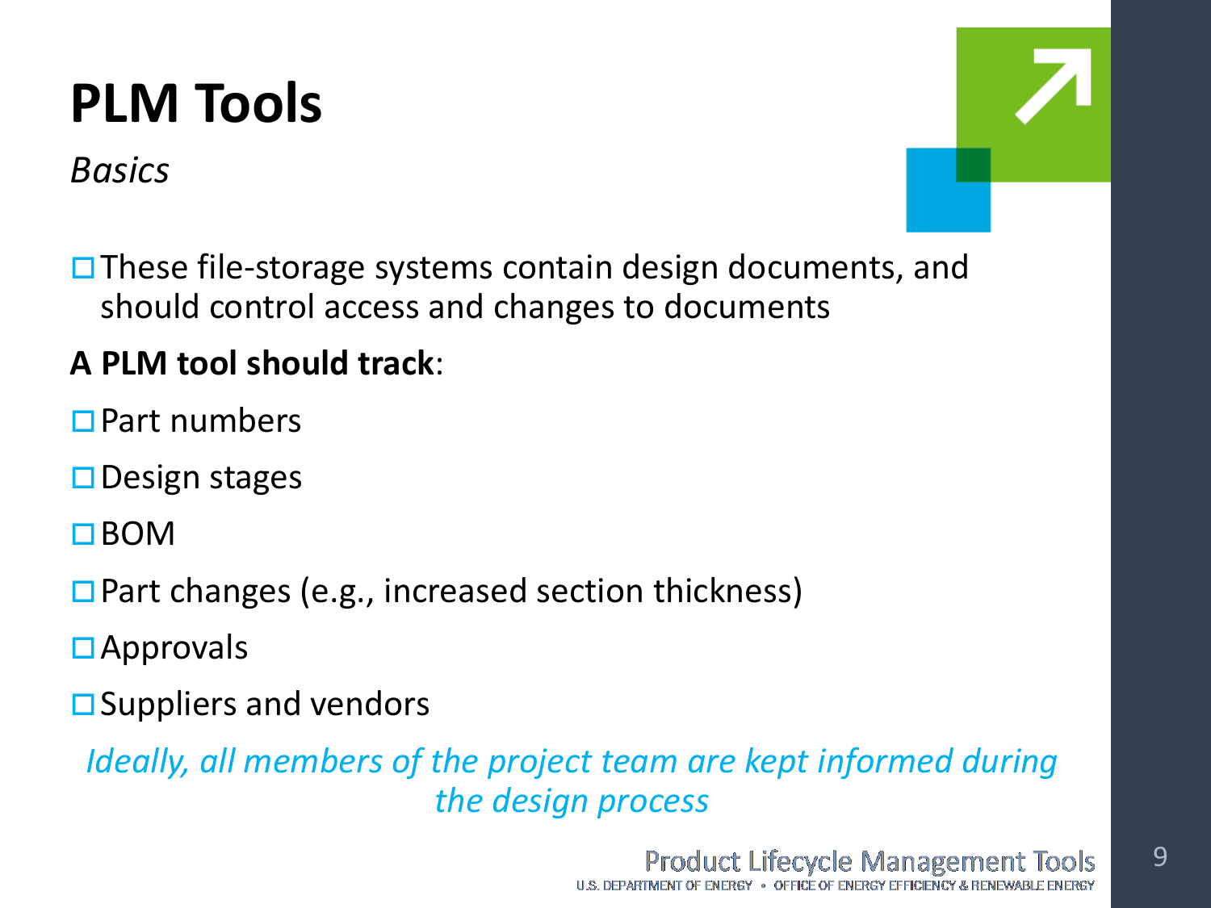# PLM Tools

*Basics*

- These file-storage systems contain design documents, and should control access and changes to documents

**A PLM tool should track**:

- Part numbers
- Design stages
- BOM
- Part changes (e.g., increased section thickness)
- Approvals
- Suppliers and vendors

*Ideally, all members of the project team are kept informed during the design process*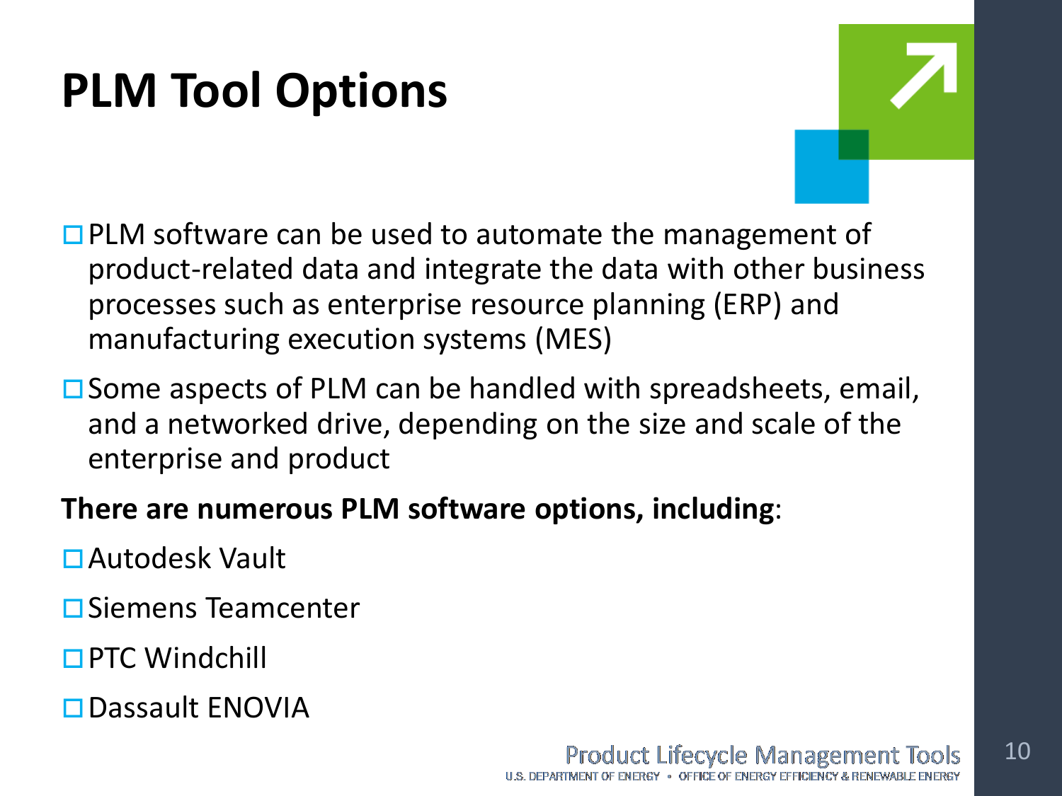# PLM Tool Options

- PLM software can be used to automate the management of product-related data and integrate the data with other business processes such as enterprise resource planning (ERP) and manufacturing execution systems (MES)
- Some aspects of PLM can be handled with spreadsheets, email, and a networked drive, depending on the size and scale of the enterprise and product

**There are numerous PLM software options, including**:

- Autodesk Vault
- Siemens Teamcenter
- PTC Windchill
- Dassault ENOVIA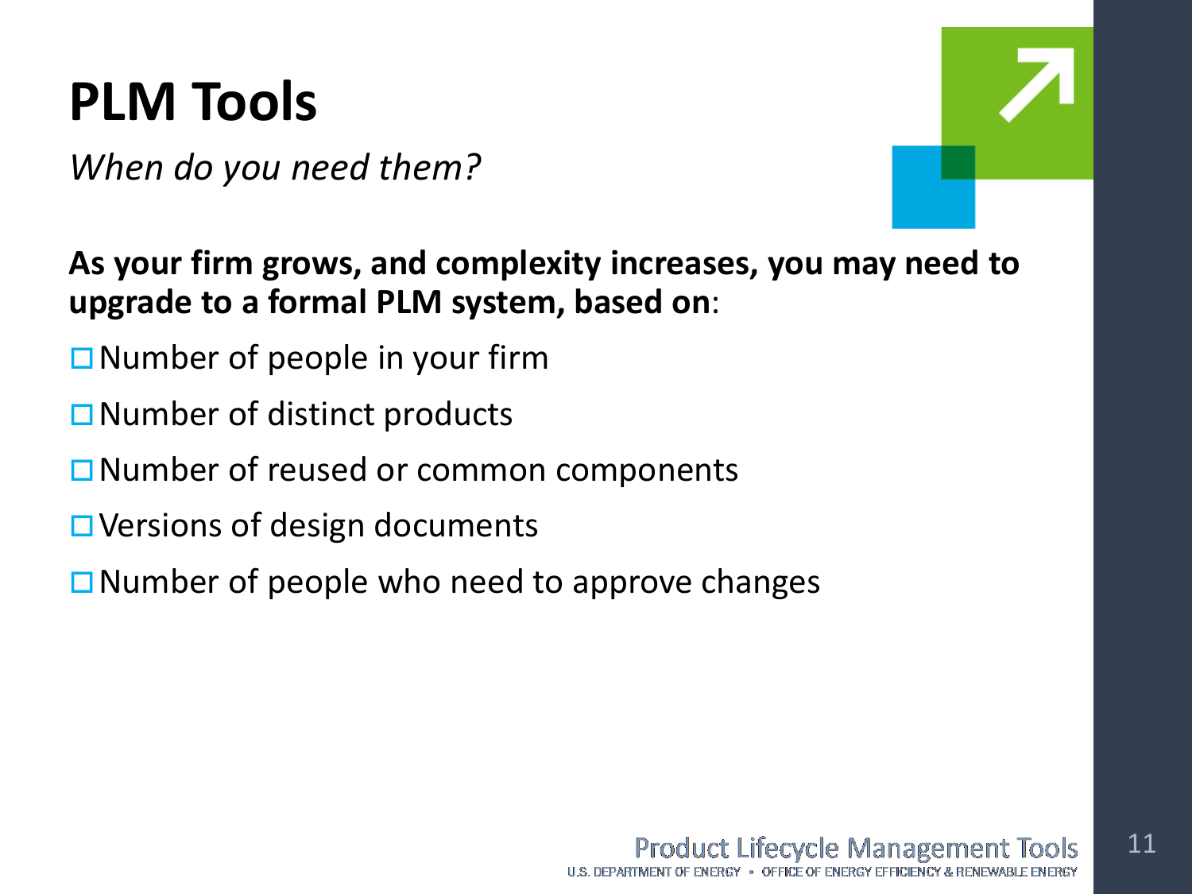# PLM Tools

*When do you need them?*

**As your firm grows, and complexity increases, you may need to upgrade to a formal PLM system, based on**:

- ☐ Number of people in your firm
- ☐ Number of distinct products
- ☐ Number of reused or common components
- ☐ Versions of design documents
- ☐ Number of people who need to approve changes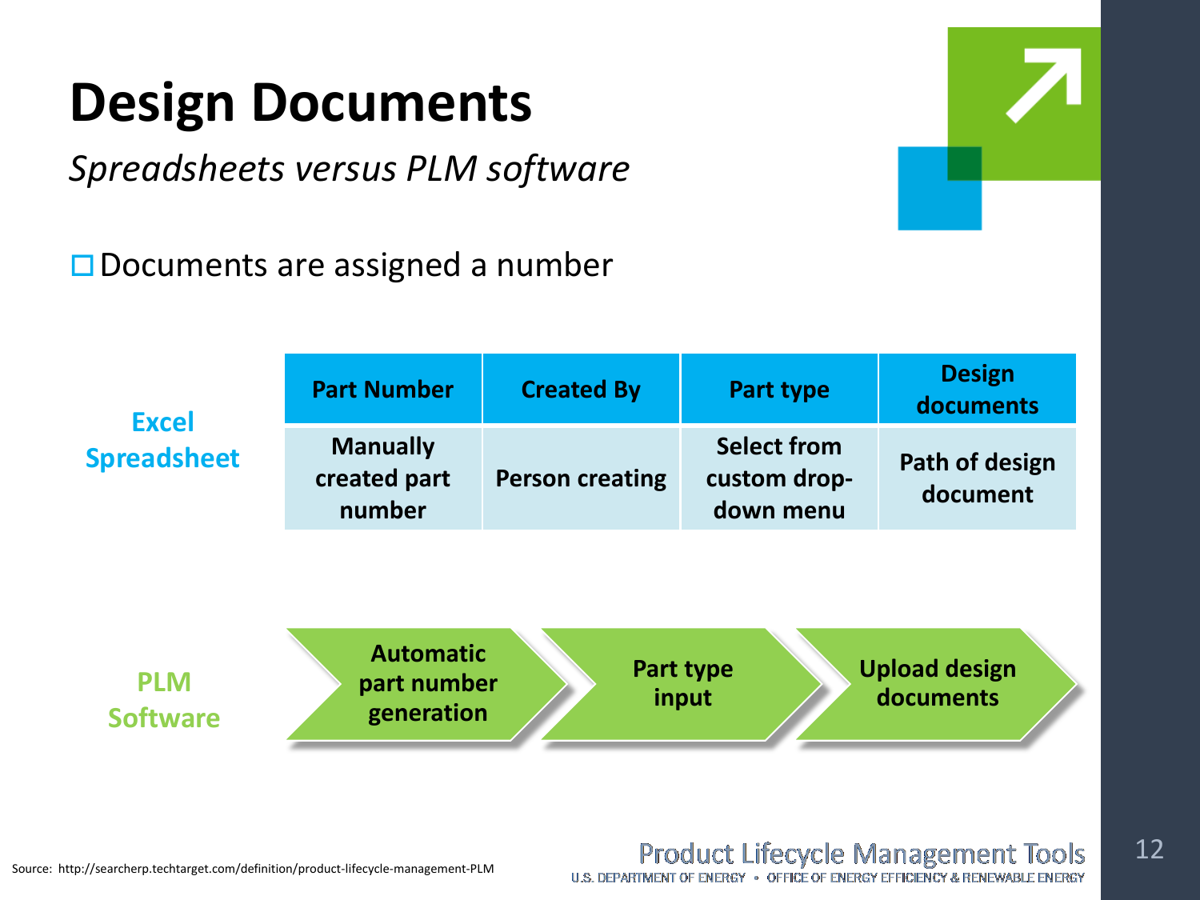# Design Documents

*Spreadsheets versus PLM software*

- Documents are assigned a number

**Excel Spreadsheet**

| Part Number | Created By | Part type | Design documents |
|---|---|---|---|
| Manually created part number | Person creating | Select from custom drop-down menu | Path of design document |

**PLM Software**

Automatic part number generation → Part type input → Upload design documents

Source: http://searcherp.techtarget.com/definition/product-lifecycle-management-PLM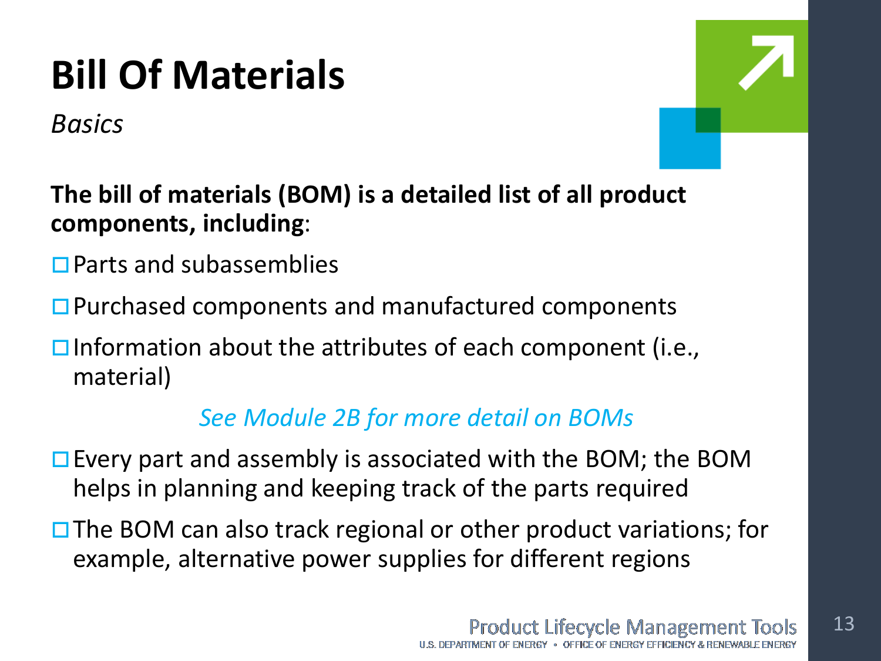# Bill Of Materials

*Basics*

**The bill of materials (BOM) is a detailed list of all product components, including**:

- Parts and subassemblies
- Purchased components and manufactured components
- Information about the attributes of each component (i.e., material)

*See Module 2B for more detail on BOMs*

- Every part and assembly is associated with the BOM; the BOM helps in planning and keeping track of the parts required
- The BOM can also track regional or other product variations; for example, alternative power supplies for different regions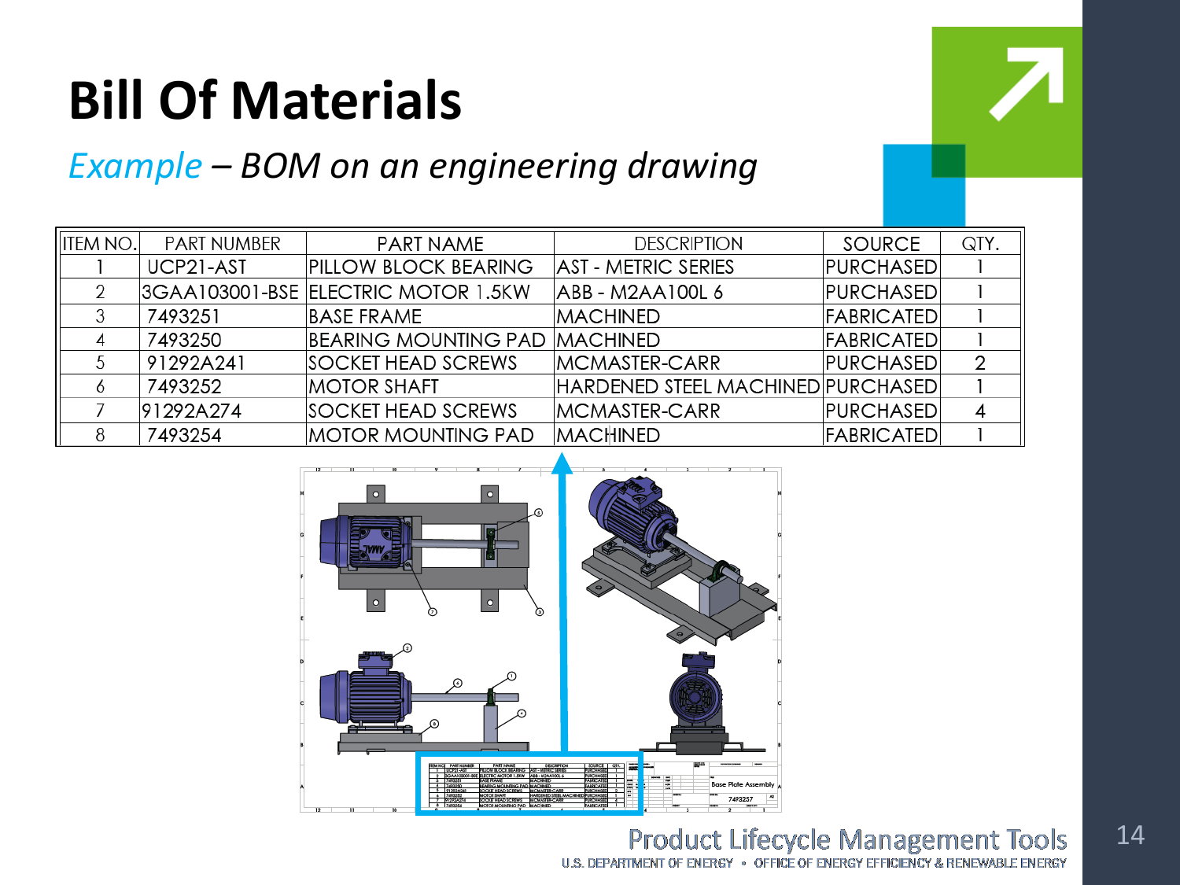# Bill Of Materials

*Example – BOM on an engineering drawing*

| ITEM NO. | PART NUMBER | PART NAME | DESCRIPTION | SOURCE | QTY. |
|---|---|---|---|---|---|
| 1 | UCP21-AST | PILLOW BLOCK BEARING | AST - METRIC SERIES | PURCHASED | 1 |
| 2 | 3GAA103001-BSE | ELECTRIC MOTOR 1.5KW | ABB - M2AA100L 6 | PURCHASED | 1 |
| 3 | 7493251 | BASE FRAME | MACHINED | FABRICATED | 1 |
| 4 | 7493250 | BEARING MOUNTING PAD | MACHINED | FABRICATED | 1 |
| 5 | 91292A241 | SOCKET HEAD SCREWS | MCMASTER-CARR | PURCHASED | 2 |
| 6 | 7493252 | MOTOR SHAFT | HARDENED STEEL MACHINED | PURCHASED | 1 |
| 7 | 91292A274 | SOCKET HEAD SCREWS | MCMASTER-CARR | PURCHASED | 4 |
| 8 | 7493254 | MOTOR MOUNTING PAD | MACHINED | FABRICATED | 1 |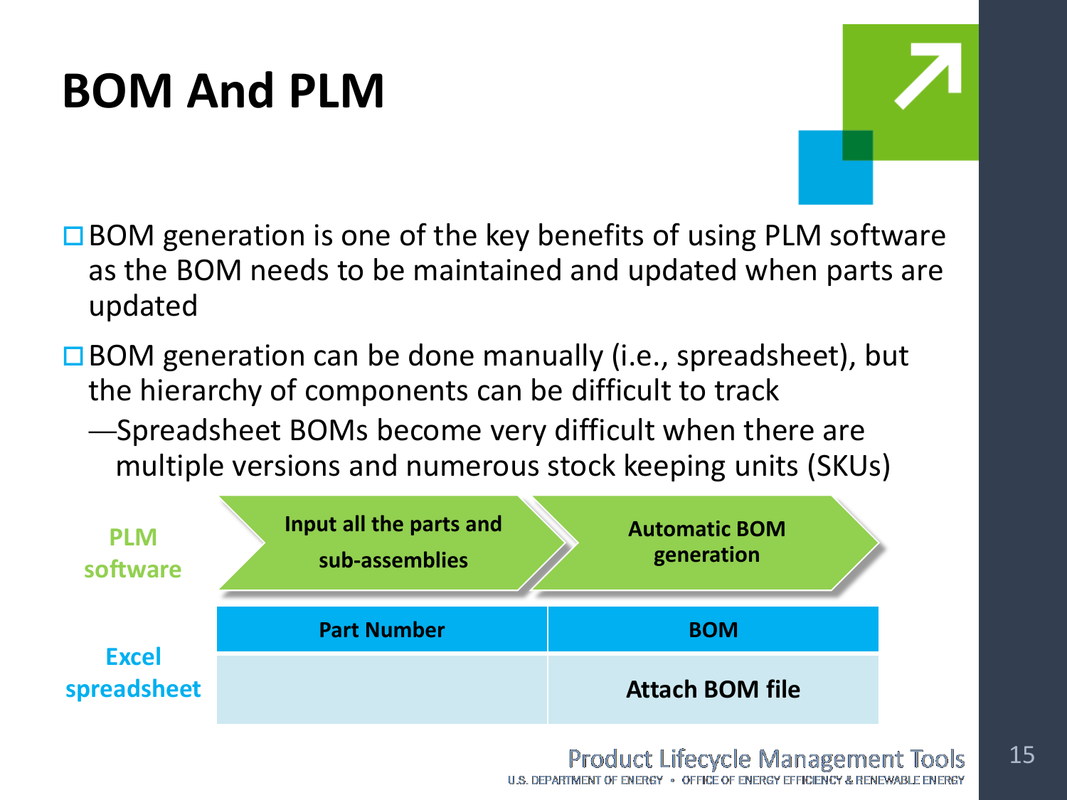# BOM And PLM

- BOM generation is one of the key benefits of using PLM software as the BOM needs to be maintained and updated when parts are updated
- BOM generation can be done manually (i.e., spreadsheet), but the hierarchy of components can be difficult to track
  - Spreadsheet BOMs become very difficult when there are multiple versions and numerous stock keeping units (SKUs)

**PLM software**

**Input all the parts and sub-assemblies** → **Automatic BOM generation**

**Excel spreadsheet**

| Part Number | BOM |
| --- | --- |
| | Attach BOM file |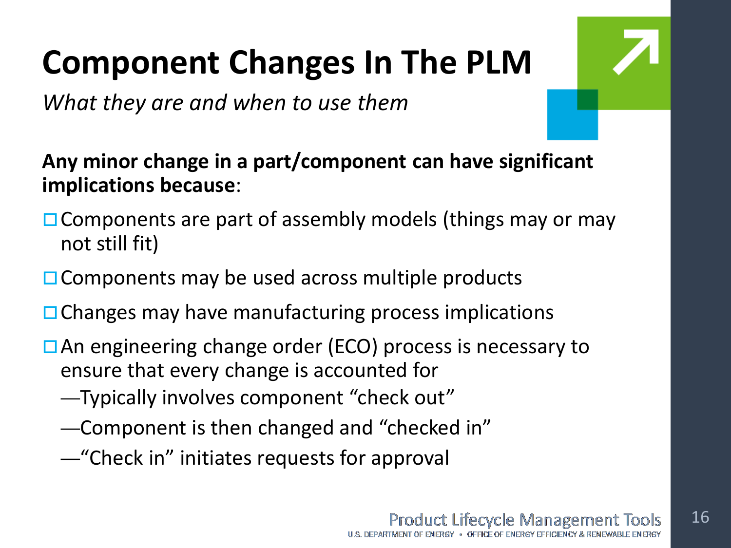# Component Changes In The PLM

*What they are and when to use them*

**Any minor change in a part/component can have significant implications because**:

- Components are part of assembly models (things may or may not still fit)
- Components may be used across multiple products
- Changes may have manufacturing process implications
- An engineering change order (ECO) process is necessary to ensure that every change is accounted for
  - —Typically involves component "check out"
  - —Component is then changed and "checked in"
  - —"Check in" initiates requests for approval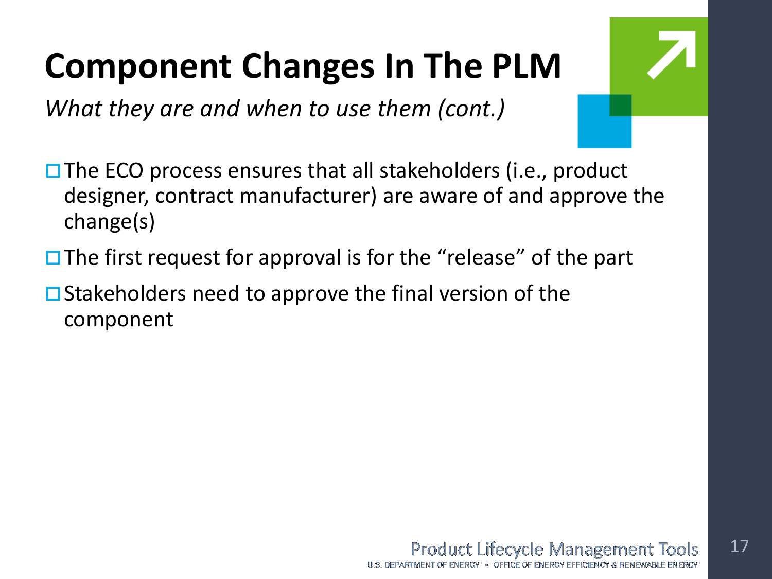# Component Changes In The PLM

*What they are and when to use them (cont.)*

- The ECO process ensures that all stakeholders (i.e., product designer, contract manufacturer) are aware of and approve the change(s)
- The first request for approval is for the "release" of the part
- Stakeholders need to approve the final version of the component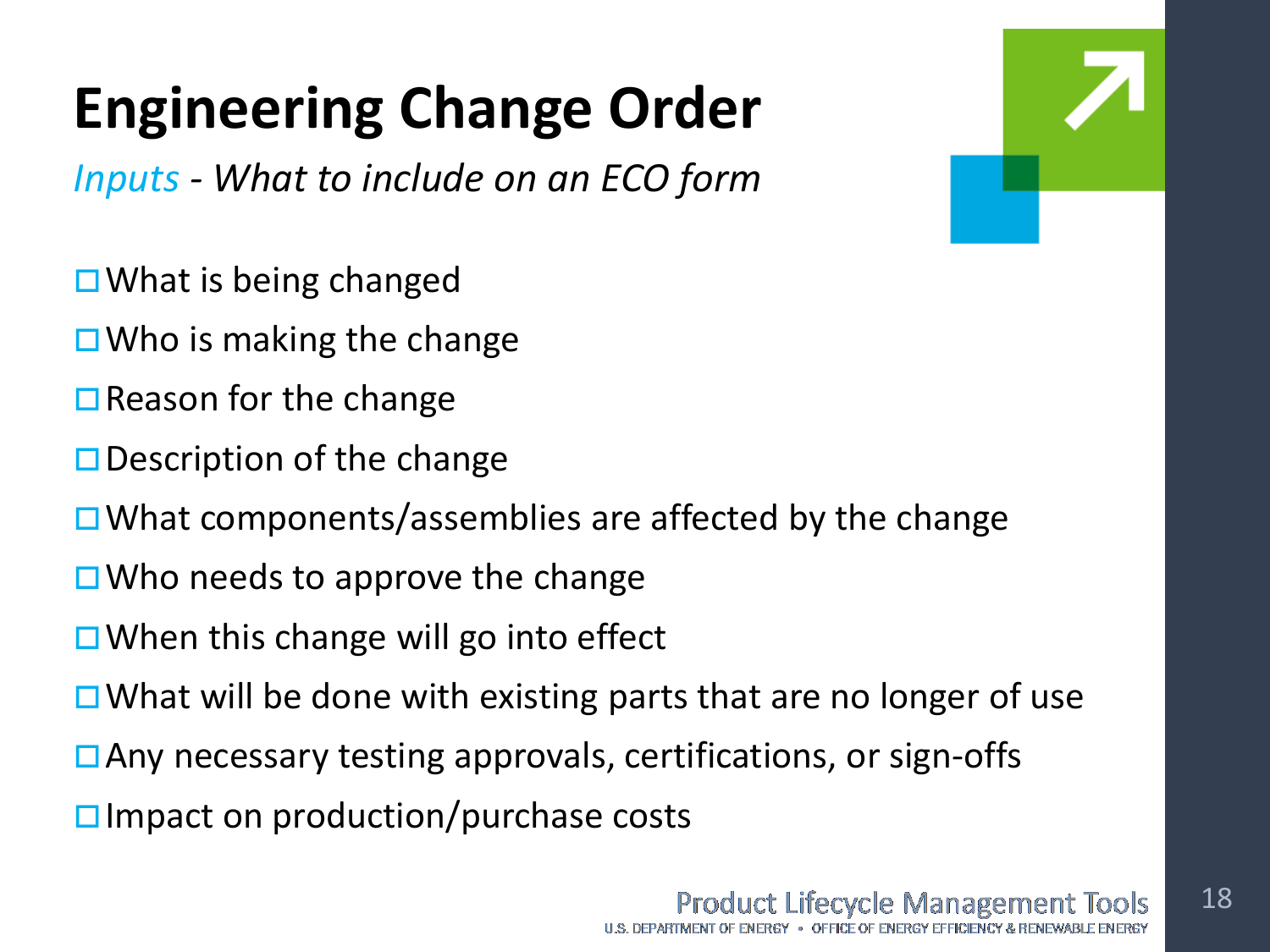# Engineering Change Order

*Inputs - What to include on an ECO form*

- ☐ What is being changed
- ☐ Who is making the change
- ☐ Reason for the change
- ☐ Description of the change
- ☐ What components/assemblies are affected by the change
- ☐ Who needs to approve the change
- ☐ When this change will go into effect
- ☐ What will be done with existing parts that are no longer of use
- ☐ Any necessary testing approvals, certifications, or sign-offs
- ☐ Impact on production/purchase costs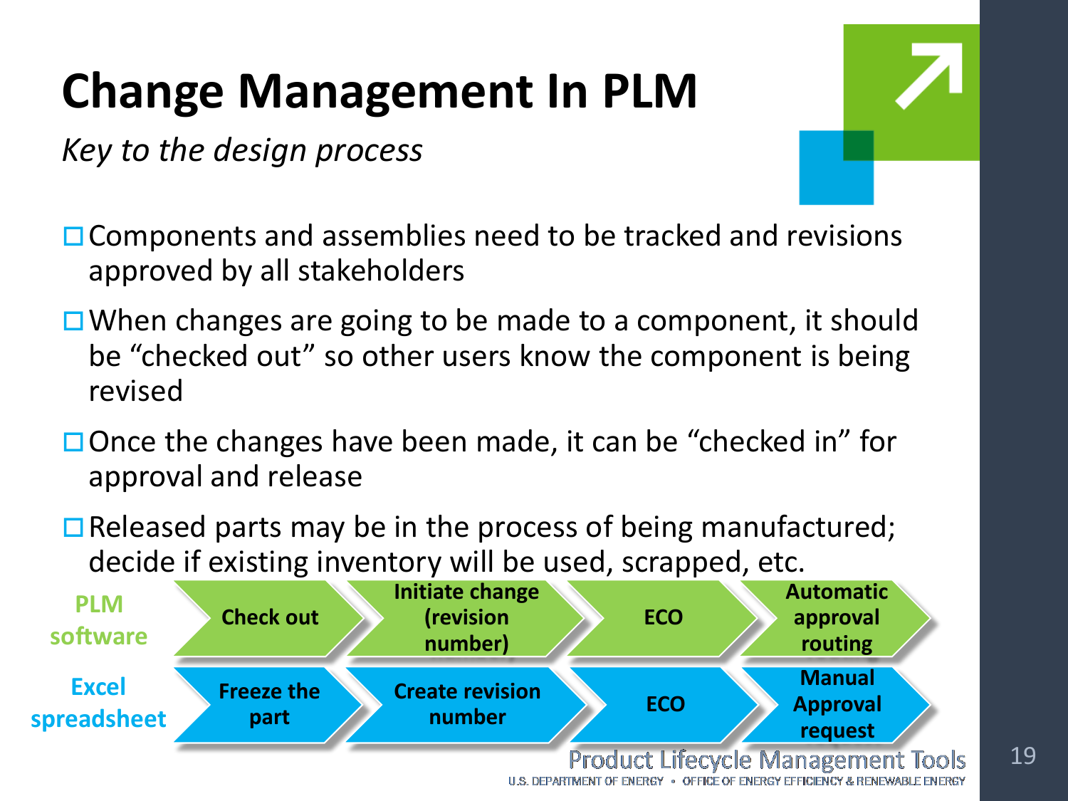# Change Management In PLM

*Key to the design process*

- Components and assemblies need to be tracked and revisions approved by all stakeholders
- When changes are going to be made to a component, it should be "checked out" so other users know the component is being revised
- Once the changes have been made, it can be "checked in" for approval and release
- Released parts may be in the process of being manufactured; decide if existing inventory will be used, scrapped, etc.

| | | | | |
|---|---|---|---|---|
| **PLM software** | **Check out** | **Initiate change (revision number)** | **ECO** | **Automatic approval routing** |
| **Excel spreadsheet** | **Freeze the part** | **Create revision number** | **ECO** | **Manual Approval request** |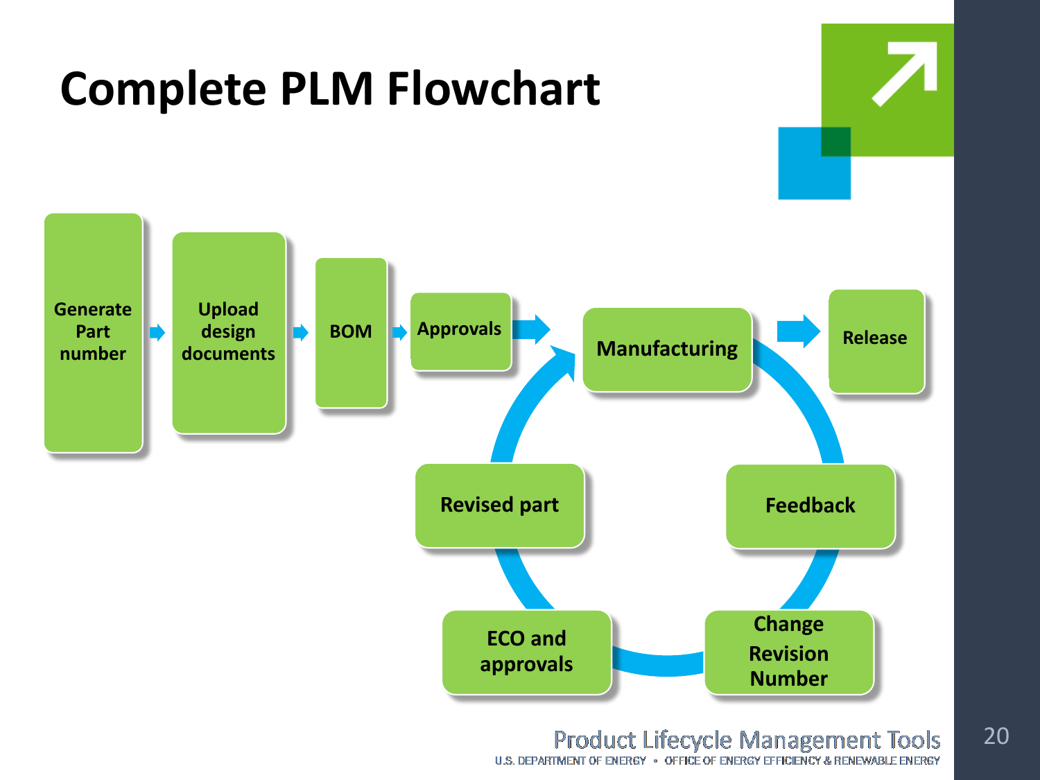# Complete PLM Flowchart

Generate Part number → Upload design documents → BOM → Approvals → Manufacturing → Release

Manufacturing → Feedback → Change Revision Number → ECO and approvals → Revised part → Manufacturing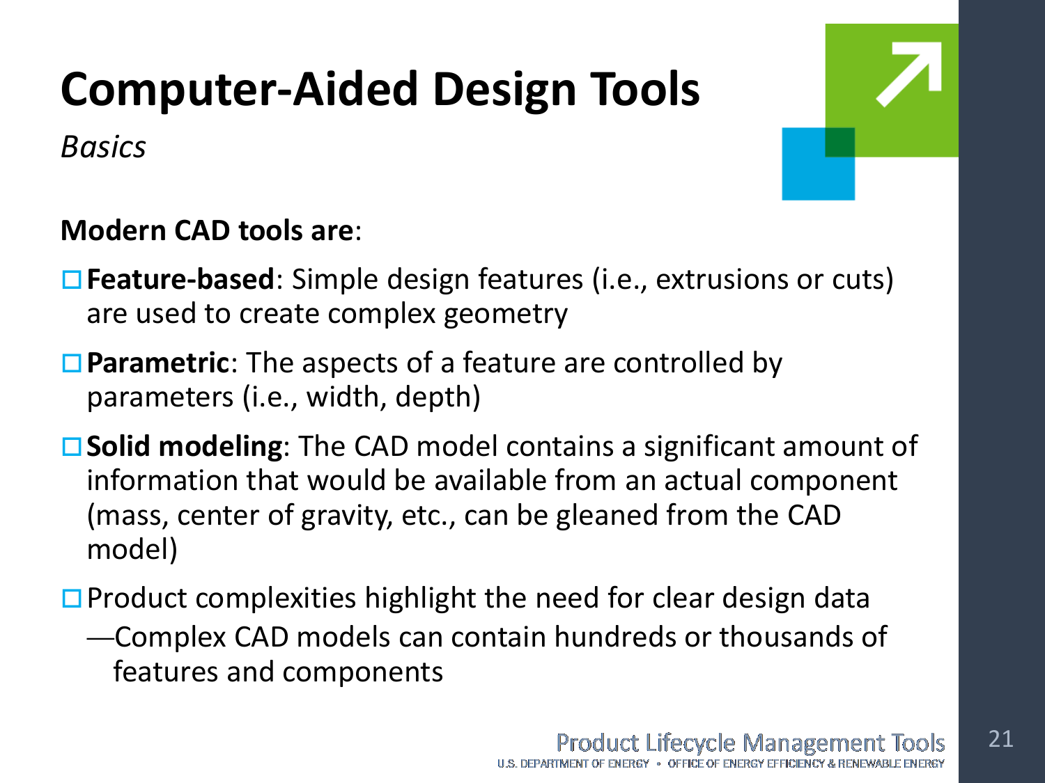# Computer-Aided Design Tools

*Basics*

**Modern CAD tools are**:

- **Feature-based**: Simple design features (i.e., extrusions or cuts) are used to create complex geometry
- **Parametric**: The aspects of a feature are controlled by parameters (i.e., width, depth)
- **Solid modeling**: The CAD model contains a significant amount of information that would be available from an actual component (mass, center of gravity, etc., can be gleaned from the CAD model)
- Product complexities highlight the need for clear design data
  - Complex CAD models can contain hundreds or thousands of features and components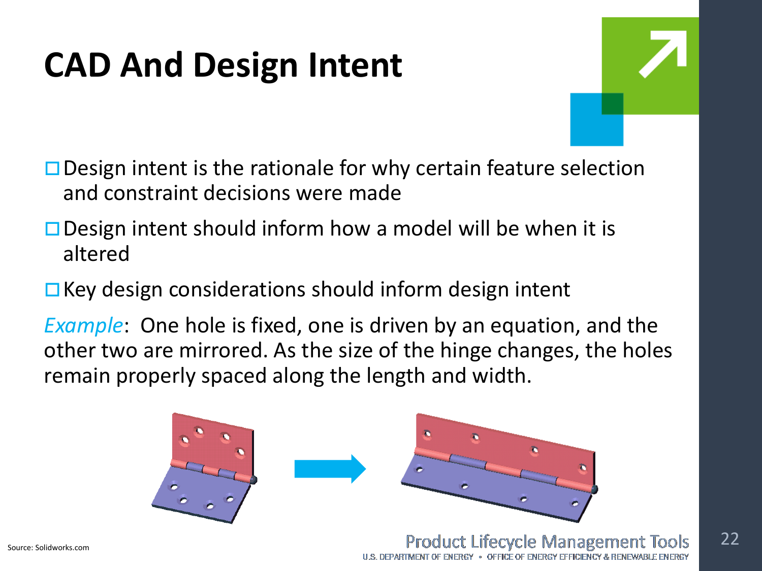# CAD And Design Intent

- Design intent is the rationale for why certain feature selection and constraint decisions were made
- Design intent should inform how a model will be when it is altered
- Key design considerations should inform design intent

*Example*: One hole is fixed, one is driven by an equation, and the other two are mirrored. As the size of the hinge changes, the holes remain properly spaced along the length and width.

Source: Solidworks.com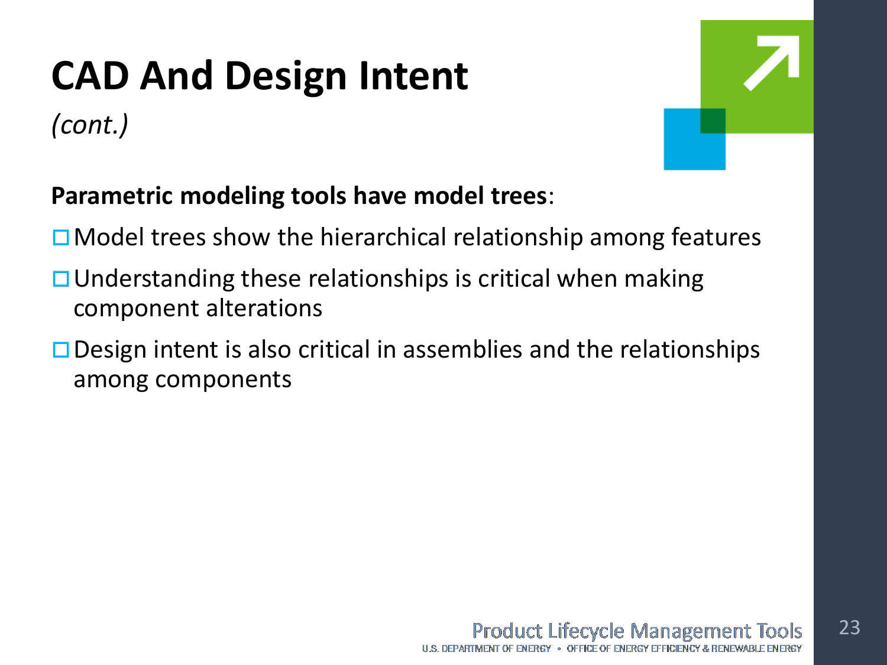# CAD And Design Intent

*(cont.)*

**Parametric modeling tools have model trees**:

- Model trees show the hierarchical relationship among features
- Understanding these relationships is critical when making component alterations
- Design intent is also critical in assemblies and the relationships among components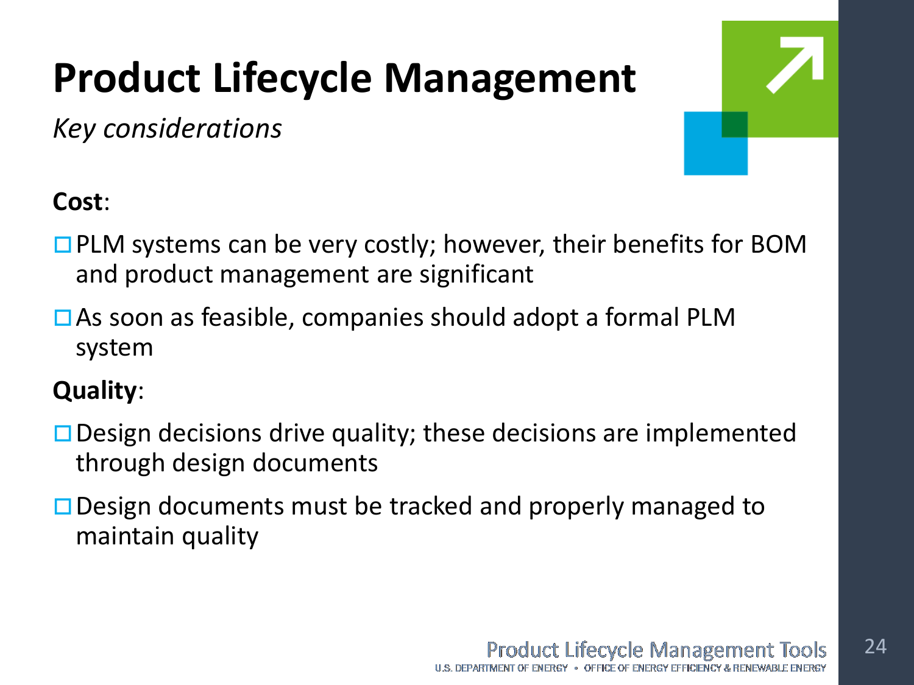# Product Lifecycle Management

*Key considerations*

**Cost**:

- PLM systems can be very costly; however, their benefits for BOM and product management are significant
- As soon as feasible, companies should adopt a formal PLM system

**Quality**:

- Design decisions drive quality; these decisions are implemented through design documents
- Design documents must be tracked and properly managed to maintain quality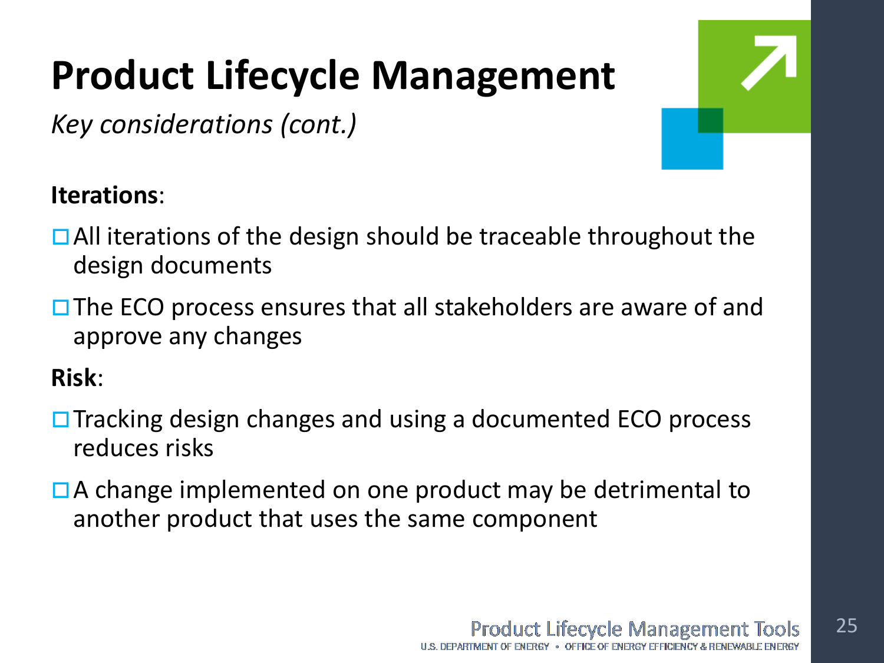# Product Lifecycle Management

*Key considerations (cont.)*

**Iterations**:

- All iterations of the design should be traceable throughout the design documents
- The ECO process ensures that all stakeholders are aware of and approve any changes

**Risk**:

- Tracking design changes and using a documented ECO process reduces risks
- A change implemented on one product may be detrimental to another product that uses the same component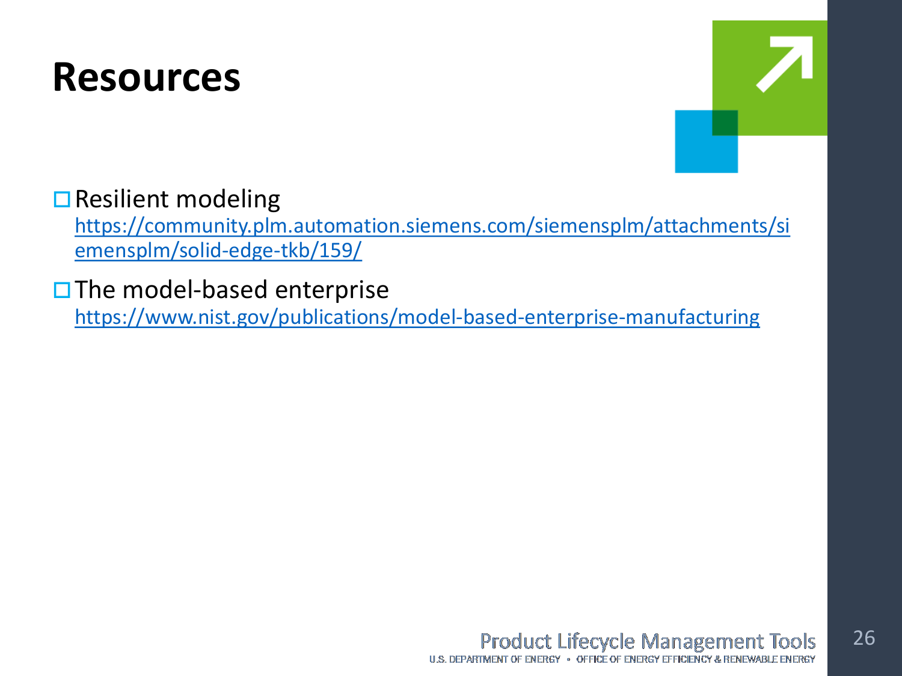# Resources

- Resilient modeling
  https://community.plm.automation.siemens.com/siemensplm/attachments/siemensplm/solid-edge-tkb/159/

- The model-based enterprise
  https://www.nist.gov/publications/model-based-enterprise-manufacturing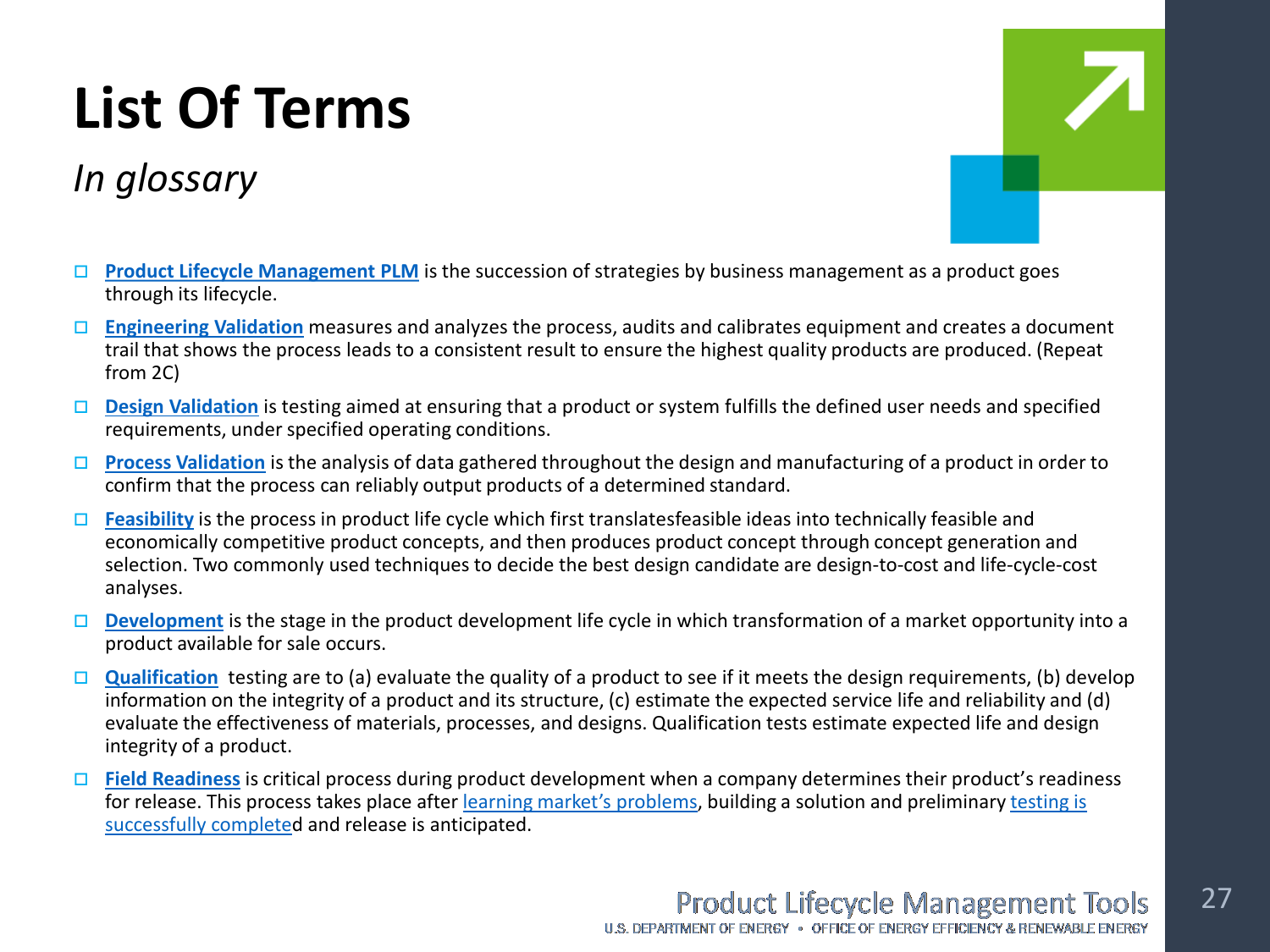# List Of Terms

*In glossary*

- **Product Lifecycle Management PLM** is the succession of strategies by business management as a product goes through its lifecycle.
- **Engineering Validation** measures and analyzes the process, audits and calibrates equipment and creates a document trail that shows the process leads to a consistent result to ensure the highest quality products are produced. (Repeat from 2C)
- **Design Validation** is testing aimed at ensuring that a product or system fulfills the defined user needs and specified requirements, under specified operating conditions.
- **Process Validation** is the analysis of data gathered throughout the design and manufacturing of a product in order to confirm that the process can reliably output products of a determined standard.
- **Feasibility** is the process in product life cycle which first translatesfeasible ideas into technically feasible and economically competitive product concepts, and then produces product concept through concept generation and selection. Two commonly used techniques to decide the best design candidate are design-to-cost and life-cycle-cost analyses.
- **Development** is the stage in the product development life cycle in which transformation of a market opportunity into a product available for sale occurs.
- **Qualification** testing are to (a) evaluate the quality of a product to see if it meets the design requirements, (b) develop information on the integrity of a product and its structure, (c) estimate the expected service life and reliability and (d) evaluate the effectiveness of materials, processes, and designs. Qualification tests estimate expected life and design integrity of a product.
- **Field Readiness** is critical process during product development when a company determines their product's readiness for release. This process takes place after learning market's problems, building a solution and preliminary testing is successfully completed and release is anticipated.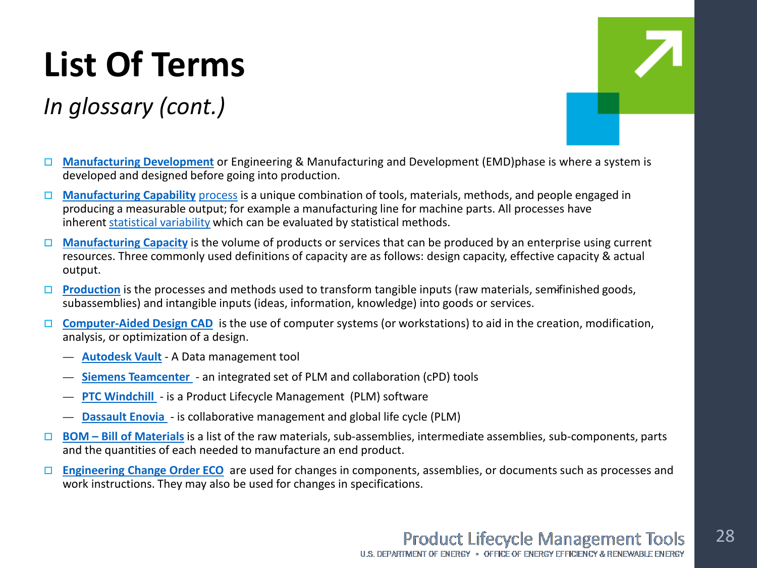# List Of Terms

*In glossary (cont.)*

- **Manufacturing Development** or Engineering & Manufacturing and Development (EMD)phase is where a system is developed and designed before going into production.
- **Manufacturing Capability** process is a unique combination of tools, materials, methods, and people engaged in producing a measurable output; for example a manufacturing line for machine parts. All processes have inherent statistical variability which can be evaluated by statistical methods.
- **Manufacturing Capacity** is the volume of products or services that can be produced by an enterprise using current resources. Three commonly used definitions of capacity are as follows: design capacity, effective capacity & actual output.
- **Production** is the processes and methods used to transform tangible inputs (raw materials, semi-finished goods, subassemblies) and intangible inputs (ideas, information, knowledge) into goods or services.
- **Computer-Aided Design CAD** is the use of computer systems (or workstations) to aid in the creation, modification, analysis, or optimization of a design.
  - **Autodesk Vault** - A Data management tool
  - **Siemens Teamcenter** - an integrated set of PLM and collaboration (cPD) tools
  - **PTC Windchill** - is a Product Lifecycle Management (PLM) software
  - **Dassault Enovia** - is collaborative management and global life cycle (PLM)
- **BOM – Bill of Materials** is a list of the raw materials, sub-assemblies, intermediate assemblies, sub-components, parts and the quantities of each needed to manufacture an end product.
- **Engineering Change Order ECO** are used for changes in components, assemblies, or documents such as processes and work instructions. They may also be used for changes in specifications.